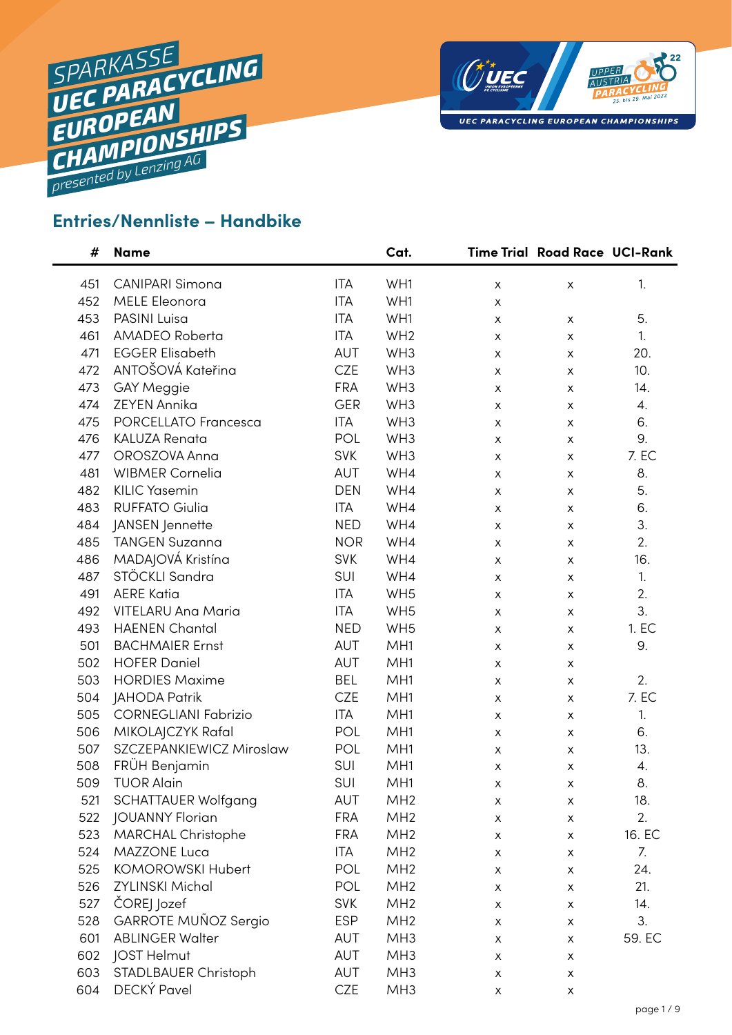SPARKASSE UEC PARACYCLING EUROPEAN CHAMPIONSHIPS

presented by Lenzing AG

## Entries/Nennliste – Handbike

| # | Name | | Cat. | Time Trial | Road Race | UCI-Rank |
|---|---|---|---|---|---|---|
| 451 | CANIPARI Simona | ITA | WH1 | x | x | 1. |
| 452 | MELE Eleonora | ITA | WH1 | x | | |
| 453 | PASINI Luisa | ITA | WH1 | x | x | 5. |
| 461 | AMADEO Roberta | ITA | WH2 | x | x | 1. |
| 471 | EGGER Elisabeth | AUT | WH3 | x | x | 20. |
| 472 | ANTOŠOVÁ Kateřina | CZE | WH3 | x | x | 10. |
| 473 | GAY Meggie | FRA | WH3 | x | x | 14. |
| 474 | ZEYEN Annika | GER | WH3 | x | x | 4. |
| 475 | PORCELLATO Francesca | ITA | WH3 | x | x | 6. |
| 476 | KALUZA Renata | POL | WH3 | x | x | 9. |
| 477 | OROSZOVA Anna | SVK | WH3 | x | x | 7. EC |
| 481 | WIBMER Cornelia | AUT | WH4 | x | x | 8. |
| 482 | KILIC Yasemin | DEN | WH4 | x | x | 5. |
| 483 | RUFFATO Giulia | ITA | WH4 | x | x | 6. |
| 484 | JANSEN Jennette | NED | WH4 | x | x | 3. |
| 485 | TANGEN Suzanna | NOR | WH4 | x | x | 2. |
| 486 | MADAJOVÁ Kristína | SVK | WH4 | x | x | 16. |
| 487 | STÖCKLI Sandra | SUI | WH4 | x | x | 1. |
| 491 | AERE Katia | ITA | WH5 | x | x | 2. |
| 492 | VITELARU Ana Maria | ITA | WH5 | x | x | 3. |
| 493 | HAENEN Chantal | NED | WH5 | x | x | 1. EC |
| 501 | BACHMAIER Ernst | AUT | MH1 | x | x | 9. |
| 502 | HOFER Daniel | AUT | MH1 | x | x | |
| 503 | HORDIES Maxime | BEL | MH1 | x | x | 2. |
| 504 | JAHODA Patrik | CZE | MH1 | x | x | 7. EC |
| 505 | CORNEGLIANI Fabrizio | ITA | MH1 | x | x | 1. |
| 506 | MIKOLAJCZYK Rafal | POL | MH1 | x | x | 6. |
| 507 | SZCZEPANKIEWICZ Miroslaw | POL | MH1 | x | x | 13. |
| 508 | FRÜH Benjamin | SUI | MH1 | x | x | 4. |
| 509 | TUOR Alain | SUI | MH1 | x | x | 8. |
| 521 | SCHATTAUER Wolfgang | AUT | MH2 | x | x | 18. |
| 522 | JOUANNY Florian | FRA | MH2 | x | x | 2. |
| 523 | MARCHAL Christophe | FRA | MH2 | x | x | 16. EC |
| 524 | MAZZONE Luca | ITA | MH2 | x | x | 7. |
| 525 | KOMOROWSKI Hubert | POL | MH2 | x | x | 24. |
| 526 | ZYLINSKI Michal | POL | MH2 | x | x | 21. |
| 527 | ČOREJ Jozef | SVK | MH2 | x | x | 14. |
| 528 | GARROTE MUÑOZ Sergio | ESP | MH2 | x | x | 3. |
| 601 | ABLINGER Walter | AUT | MH3 | x | x | 59. EC |
| 602 | JOST Helmut | AUT | MH3 | x | x | |
| 603 | STADLBAUER Christoph | AUT | MH3 | x | x | |
| 604 | DECKÝ Pavel | CZE | MH3 | x | x | |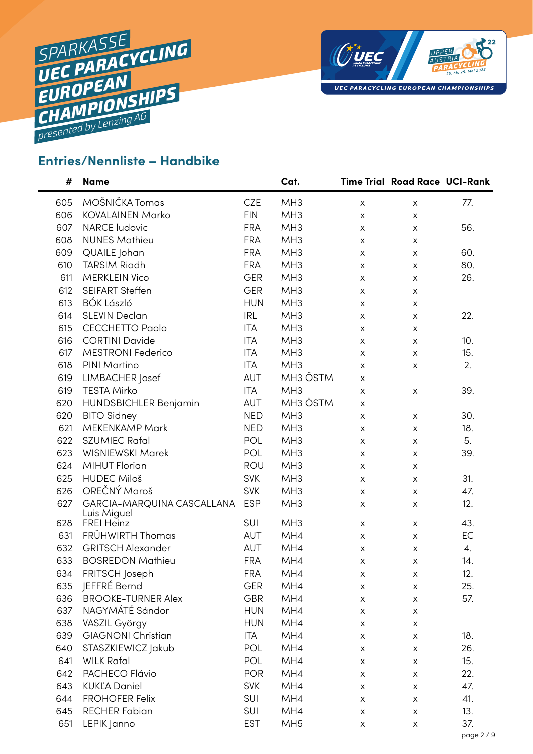SPARKASSE UEC PARACYCLING EUROPEAN CHAMPIONSHIPS presented by Lenzing AG

## Entries/Nennliste – Handbike

| # | Name | | Cat. | Time Trial | Road Race | UCI-Rank |
|---|---|---|---|---|---|---|
| 605 | MOŠNIČKA Tomas | CZE | MH3 | x | x | 77. |
| 606 | KOVALAINEN Marko | FIN | MH3 | x | x | |
| 607 | NARCE ludovic | FRA | MH3 | x | x | 56. |
| 608 | NUNES Mathieu | FRA | MH3 | x | x | |
| 609 | QUAILE Johan | FRA | MH3 | x | x | 60. |
| 610 | TARSIM Riadh | FRA | MH3 | x | x | 80. |
| 611 | MERKLEIN Vico | GER | MH3 | x | x | 26. |
| 612 | SEIFART Steffen | GER | MH3 | x | x | |
| 613 | BÓK László | HUN | MH3 | x | x | |
| 614 | SLEVIN Declan | IRL | MH3 | x | x | 22. |
| 615 | CECCHETTO Paolo | ITA | MH3 | x | x | |
| 616 | CORTINI Davide | ITA | MH3 | x | x | 10. |
| 617 | MESTRONI Federico | ITA | MH3 | x | x | 15. |
| 618 | PINI Martino | ITA | MH3 | x | x | 2. |
| 619 | LIMBACHER Josef | AUT | MH3 ÖSTM | x | | |
| 619 | TESTA Mirko | ITA | MH3 | x | x | 39. |
| 620 | HUNDSBICHLER Benjamin | AUT | MH3 ÖSTM | x | | |
| 620 | BITO Sidney | NED | MH3 | x | x | 30. |
| 621 | MEKENKAMP Mark | NED | MH3 | x | x | 18. |
| 622 | SZUMIEC Rafal | POL | MH3 | x | x | 5. |
| 623 | WISNIEWSKI Marek | POL | MH3 | x | x | 39. |
| 624 | MIHUT Florian | ROU | MH3 | x | x | |
| 625 | HUDEC Miloš | SVK | MH3 | x | x | 31. |
| 626 | OREČNÝ Maroš | SVK | MH3 | x | x | 47. |
| 627 | GARCIA-MARQUINA CASCALLANA Luis Miguel | ESP | MH3 | x | x | 12. |
| 628 | FREI Heinz | SUI | MH3 | x | x | 43. |
| 631 | FRÜHWIRTH Thomas | AUT | MH4 | x | x | EC |
| 632 | GRITSCH Alexander | AUT | MH4 | x | x | 4. |
| 633 | BOSREDON Mathieu | FRA | MH4 | x | x | 14. |
| 634 | FRITSCH Joseph | FRA | MH4 | x | x | 12. |
| 635 | JEFFRÉ Bernd | GER | MH4 | x | x | 25. |
| 636 | BROOKE-TURNER Alex | GBR | MH4 | x | x | 57. |
| 637 | NAGYMÁTÉ Sándor | HUN | MH4 | x | x | |
| 638 | VASZIL György | HUN | MH4 | x | x | |
| 639 | GIAGNONI Christian | ITA | MH4 | x | x | 18. |
| 640 | STASZKIEWICZ Jakub | POL | MH4 | x | x | 26. |
| 641 | WILK Rafal | POL | MH4 | x | x | 15. |
| 642 | PACHECO Flávio | POR | MH4 | x | x | 22. |
| 643 | KUKĽA Daniel | SVK | MH4 | x | x | 47. |
| 644 | FROHOFER Felix | SUI | MH4 | x | x | 41. |
| 645 | RECHER Fabian | SUI | MH4 | x | x | 13. |
| 651 | LEPIK Janno | EST | MH5 | x | x | 37. |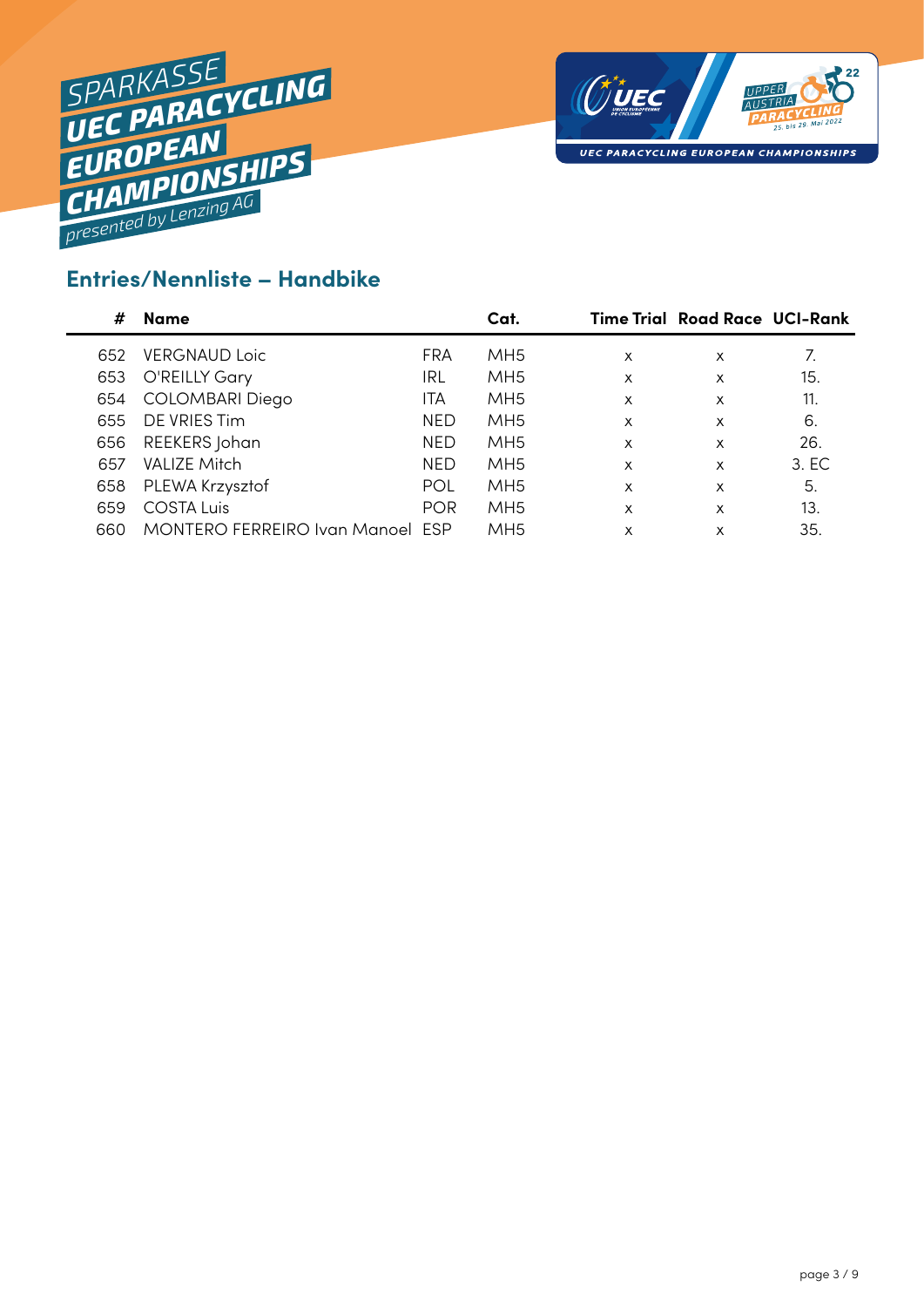SPARKASSE UEC PARACYCLING EUROPEAN CHAMPIONSHIPS presented by Lenzing AG

## Entries/Nennliste – Handbike

| # | Name | | Cat. | Time Trial | Road Race | UCI-Rank |
|---|---|---|---|---|---|---|
| 652 | VERGNAUD Loic | FRA | MH5 | x | x | 7. |
| 653 | O'REILLY Gary | IRL | MH5 | x | x | 15. |
| 654 | COLOMBARI Diego | ITA | MH5 | x | x | 11. |
| 655 | DE VRIES Tim | NED | MH5 | x | x | 6. |
| 656 | REEKERS Johan | NED | MH5 | x | x | 26. |
| 657 | VALIZE Mitch | NED | MH5 | x | x | 3. EC |
| 658 | PLEWA Krzysztof | POL | MH5 | x | x | 5. |
| 659 | COSTA Luis | POR | MH5 | x | x | 13. |
| 660 | MONTERO FERREIRO Ivan Manoel | ESP | MH5 | x | x | 35. |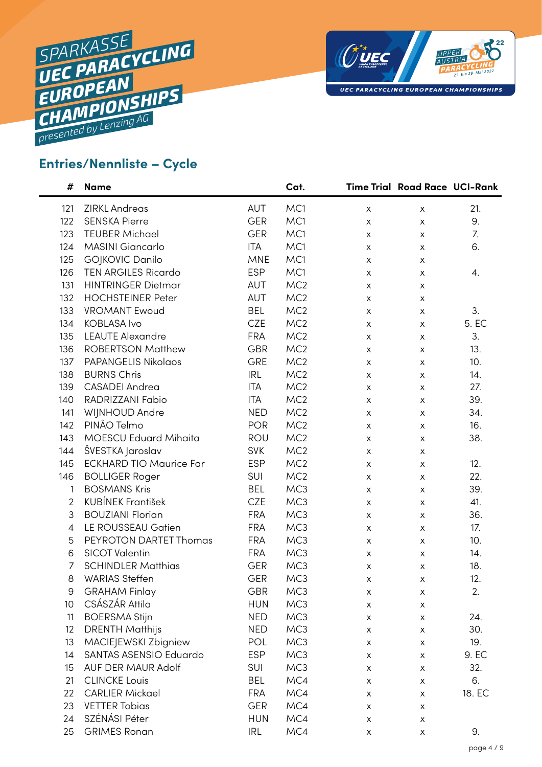SPARKASSE UEC PARACYCLING EUROPEAN CHAMPIONSHIPS presented by Lenzing AG

## Entries/Nennliste – Cycle

| # | Name | | Cat. | Time Trial | Road Race | UCI-Rank |
|---|---|---|---|---|---|---|
| 121 | ZIRKL Andreas | AUT | MC1 | x | x | 21. |
| 122 | SENSKA Pierre | GER | MC1 | x | x | 9. |
| 123 | TEUBER Michael | GER | MC1 | x | x | 7. |
| 124 | MASINI Giancarlo | ITA | MC1 | x | x | 6. |
| 125 | GOJKOVIC Danilo | MNE | MC1 | x | x | |
| 126 | TEN ARGILES Ricardo | ESP | MC1 | x | x | 4. |
| 131 | HINTRINGER Dietmar | AUT | MC2 | x | x | |
| 132 | HOCHSTEINER Peter | AUT | MC2 | x | x | |
| 133 | VROMANT Ewoud | BEL | MC2 | x | x | 3. |
| 134 | KOBLASA Ivo | CZE | MC2 | x | x | 5. EC |
| 135 | LEAUTE Alexandre | FRA | MC2 | x | x | 3. |
| 136 | ROBERTSON Matthew | GBR | MC2 | x | x | 13. |
| 137 | PAPANGELIS Nikolaos | GRE | MC2 | x | x | 10. |
| 138 | BURNS Chris | IRL | MC2 | x | x | 14. |
| 139 | CASADEI Andrea | ITA | MC2 | x | x | 27. |
| 140 | RADRIZZANI Fabio | ITA | MC2 | x | x | 39. |
| 141 | WIJNHOUD Andre | NED | MC2 | x | x | 34. |
| 142 | PINÃO Telmo | POR | MC2 | x | x | 16. |
| 143 | MOESCU Eduard Mihaita | ROU | MC2 | x | x | 38. |
| 144 | ŠVESTKA Jaroslav | SVK | MC2 | x | x | |
| 145 | ECKHARD TIO Maurice Far | ESP | MC2 | x | x | 12. |
| 146 | BOLLIGER Roger | SUI | MC2 | x | x | 22. |
| 1 | BOSMANS Kris | BEL | MC3 | x | x | 39. |
| 2 | KUBÍNEK František | CZE | MC3 | x | x | 41. |
| 3 | BOUZIANI Florian | FRA | MC3 | x | x | 36. |
| 4 | LE ROUSSEAU Gatien | FRA | MC3 | x | x | 17. |
| 5 | PEYROTON DARTET Thomas | FRA | MC3 | x | x | 10. |
| 6 | SICOT Valentin | FRA | MC3 | x | x | 14. |
| 7 | SCHINDLER Matthias | GER | MC3 | x | x | 18. |
| 8 | WARIAS Steffen | GER | MC3 | x | x | 12. |
| 9 | GRAHAM Finlay | GBR | MC3 | x | x | 2. |
| 10 | CSÁSZÁR Attila | HUN | MC3 | x | x | |
| 11 | BOERSMA Stijn | NED | MC3 | x | x | 24. |
| 12 | DRENTH Matthijs | NED | MC3 | x | x | 30. |
| 13 | MACIEJEWSKI Zbigniew | POL | MC3 | x | x | 19. |
| 14 | SANTAS ASENSIO Eduardo | ESP | MC3 | x | x | 9. EC |
| 15 | AUF DER MAUR Adolf | SUI | MC3 | x | x | 32. |
| 21 | CLINCKE Louis | BEL | MC4 | x | x | 6. |
| 22 | CARLIER Mickael | FRA | MC4 | x | x | 18. EC |
| 23 | VETTER Tobias | GER | MC4 | x | x | |
| 24 | SZÉNÁSI Péter | HUN | MC4 | x | x | |
| 25 | GRIMES Ronan | IRL | MC4 | x | x | 9. |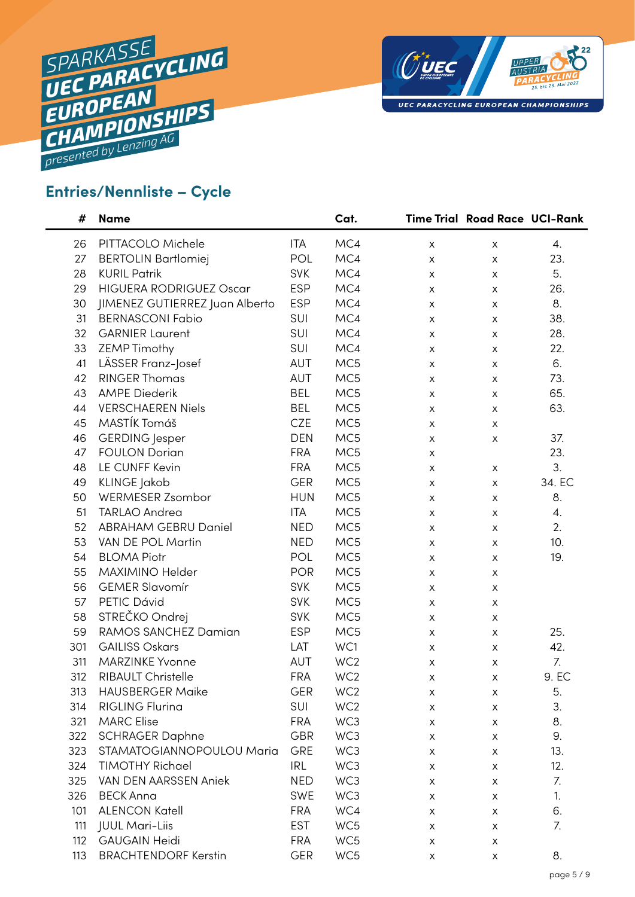SPARKASSE UEC PARACYCLING EUROPEAN CHAMPIONSHIPS presented by Lenzing AG

## Entries/Nennliste – Cycle

| # | Name | | Cat. | Time Trial | Road Race | UCI-Rank |
|---|---|---|---|---|---|---|
| 26 | PITTACOLO Michele | ITA | MC4 | x | x | 4. |
| 27 | BERTOLIN Bartlomiej | POL | MC4 | x | x | 23. |
| 28 | KURIL Patrik | SVK | MC4 | x | x | 5. |
| 29 | HIGUERA RODRIGUEZ Oscar | ESP | MC4 | x | x | 26. |
| 30 | JIMENEZ GUTIERREZ Juan Alberto | ESP | MC4 | x | x | 8. |
| 31 | BERNASCONI Fabio | SUI | MC4 | x | x | 38. |
| 32 | GARNIER Laurent | SUI | MC4 | x | x | 28. |
| 33 | ZEMP Timothy | SUI | MC4 | x | x | 22. |
| 41 | LÄSSER Franz-Josef | AUT | MC5 | x | x | 6. |
| 42 | RINGER Thomas | AUT | MC5 | x | x | 73. |
| 43 | AMPE Diederik | BEL | MC5 | x | x | 65. |
| 44 | VERSCHAEREN Niels | BEL | MC5 | x | x | 63. |
| 45 | MASTÍK Tomáš | CZE | MC5 | x | x | |
| 46 | GERDING Jesper | DEN | MC5 | x | x | 37. |
| 47 | FOULON Dorian | FRA | MC5 | x | | 23. |
| 48 | LE CUNFF Kevin | FRA | MC5 | x | x | 3. |
| 49 | KLINGE Jakob | GER | MC5 | x | x | 34. EC |
| 50 | WERMESER Zsombor | HUN | MC5 | x | x | 8. |
| 51 | TARLAO Andrea | ITA | MC5 | x | x | 4. |
| 52 | ABRAHAM GEBRU Daniel | NED | MC5 | x | x | 2. |
| 53 | VAN DE POL Martin | NED | MC5 | x | x | 10. |
| 54 | BLOMA Piotr | POL | MC5 | x | x | 19. |
| 55 | MAXIMINO Helder | POR | MC5 | x | x | |
| 56 | GEMER Slavomír | SVK | MC5 | x | x | |
| 57 | PETIC Dávid | SVK | MC5 | x | x | |
| 58 | STREČKO Ondrej | SVK | MC5 | x | x | |
| 59 | RAMOS SANCHEZ Damian | ESP | MC5 | x | x | 25. |
| 301 | GAILISS Oskars | LAT | WC1 | x | x | 42. |
| 311 | MARZINKE Yvonne | AUT | WC2 | x | x | 7. |
| 312 | RIBAULT Christelle | FRA | WC2 | x | x | 9. EC |
| 313 | HAUSBERGER Maike | GER | WC2 | x | x | 5. |
| 314 | RIGLING Flurina | SUI | WC2 | x | x | 3. |
| 321 | MARC Elise | FRA | WC3 | x | x | 8. |
| 322 | SCHRAGER Daphne | GBR | WC3 | x | x | 9. |
| 323 | STAMATOGIANNOPOULOU Maria | GRE | WC3 | x | x | 13. |
| 324 | TIMOTHY Richael | IRL | WC3 | x | x | 12. |
| 325 | VAN DEN AARSSEN Aniek | NED | WC3 | x | x | 7. |
| 326 | BECK Anna | SWE | WC3 | x | x | 1. |
| 101 | ALENCON Katell | FRA | WC4 | x | x | 6. |
| 111 | JUUL Mari-Liis | EST | WC5 | x | x | 7. |
| 112 | GAUGAIN Heidi | FRA | WC5 | x | x | |
| 113 | BRACHTENDORF Kerstin | GER | WC5 | x | x | 8. |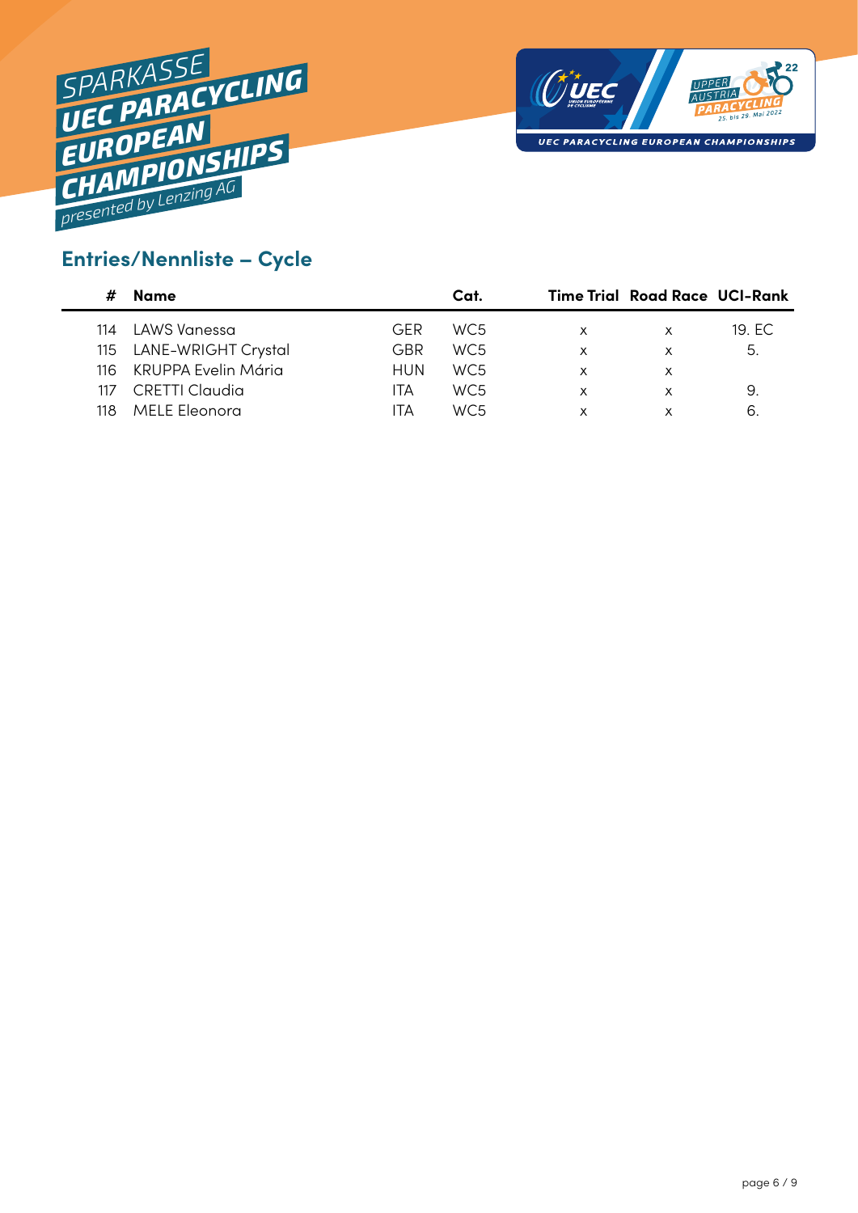SPARKASSE UEC PARACYCLING EUROPEAN CHAMPIONSHIPS presented by Lenzing AG

UEC PARACYCLING EUROPEAN CHAMPIONSHIPS

## Entries/Nennliste – Cycle

| # | Name | | Cat. | Time Trial | Road Race | UCI-Rank |
|---|---|---|---|---|---|---|
| 114 | LAWS Vanessa | GER | WC5 | x | x | 19. EC |
| 115 | LANE-WRIGHT Crystal | GBR | WC5 | x | x | 5. |
| 116 | KRUPPA Evelin Mária | HUN | WC5 | x | x | |
| 117 | CRETTI Claudia | ITA | WC5 | x | x | 9. |
| 118 | MELE Eleonora | ITA | WC5 | x | x | 6. |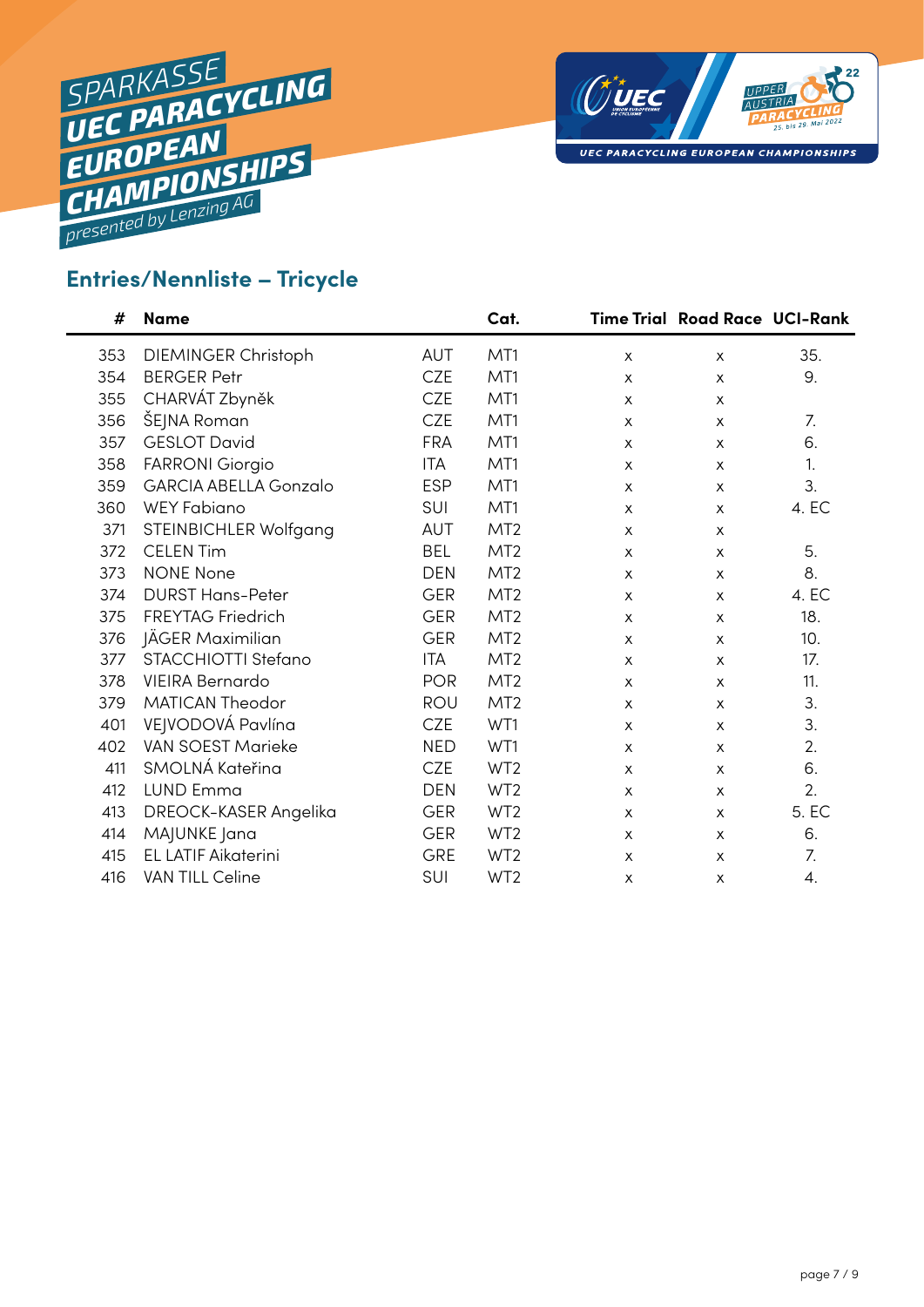SPARKASSE UEC PARACYCLING EUROPEAN CHAMPIONSHIPS presented by Lenzing AG

## Entries/Nennliste – Tricycle

| # | Name | | Cat. | Time Trial | Road Race | UCI-Rank |
|---|---|---|---|---|---|---|
| 353 | DIEMINGER Christoph | AUT | MT1 | x | x | 35. |
| 354 | BERGER Petr | CZE | MT1 | x | x | 9. |
| 355 | CHARVÁT Zbyněk | CZE | MT1 | x | x | |
| 356 | ŠEJNA Roman | CZE | MT1 | x | x | 7. |
| 357 | GESLOT David | FRA | MT1 | x | x | 6. |
| 358 | FARRONI Giorgio | ITA | MT1 | x | x | 1. |
| 359 | GARCIA ABELLA Gonzalo | ESP | MT1 | x | x | 3. |
| 360 | WEY Fabiano | SUI | MT1 | x | x | 4. EC |
| 371 | STEINBICHLER Wolfgang | AUT | MT2 | x | x | |
| 372 | CELEN Tim | BEL | MT2 | x | x | 5. |
| 373 | NONE None | DEN | MT2 | x | x | 8. |
| 374 | DURST Hans-Peter | GER | MT2 | x | x | 4. EC |
| 375 | FREYTAG Friedrich | GER | MT2 | x | x | 18. |
| 376 | JÄGER Maximilian | GER | MT2 | x | x | 10. |
| 377 | STACCHIOTTI Stefano | ITA | MT2 | x | x | 17. |
| 378 | VIEIRA Bernardo | POR | MT2 | x | x | 11. |
| 379 | MATICAN Theodor | ROU | MT2 | x | x | 3. |
| 401 | VEJVODOVÁ Pavlína | CZE | WT1 | x | x | 3. |
| 402 | VAN SOEST Marieke | NED | WT1 | x | x | 2. |
| 411 | SMOLNÁ Kateřina | CZE | WT2 | x | x | 6. |
| 412 | LUND Emma | DEN | WT2 | x | x | 2. |
| 413 | DREOCK-KASER Angelika | GER | WT2 | x | x | 5. EC |
| 414 | MAJUNKE Jana | GER | WT2 | x | x | 6. |
| 415 | EL LATIF Aikaterini | GRE | WT2 | x | x | 7. |
| 416 | VAN TILL Celine | SUI | WT2 | x | x | 4. |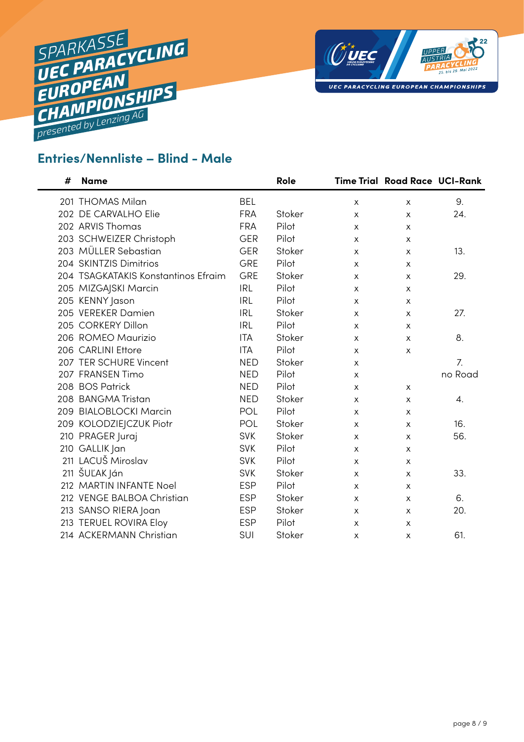SPARKASSE UEC PARACYCLING EUROPEAN CHAMPIONSHIPS presented by Lenzing AG

## Entries/Nennliste – Blind - Male

| # | Name | | Role | Time Trial | Road Race | UCI-Rank |
|---|---|---|---|---|---|---|
| 201 | THOMAS Milan | BEL | | x | x | 9. |
| 202 | DE CARVALHO Elie | FRA | Stoker | x | x | 24. |
| 202 | ARVIS Thomas | FRA | Pilot | x | x | |
| 203 | SCHWEIZER Christoph | GER | Pilot | x | x | |
| 203 | MÜLLER Sebastian | GER | Stoker | x | x | 13. |
| 204 | SKINTZIS Dimitrios | GRE | Pilot | x | x | |
| 204 | TSAGKATAKIS Konstantinos Efraim | GRE | Stoker | x | x | 29. |
| 205 | MIZGAJSKI Marcin | IRL | Pilot | x | x | |
| 205 | KENNY Jason | IRL | Pilot | x | x | |
| 205 | VEREKER Damien | IRL | Stoker | x | x | 27. |
| 205 | CORKERY Dillon | IRL | Pilot | x | x | |
| 206 | ROMEO Maurizio | ITA | Stoker | x | x | 8. |
| 206 | CARLINI Ettore | ITA | Pilot | x | x | |
| 207 | TER SCHURE Vincent | NED | Stoker | x | | 7. |
| 207 | FRANSEN Timo | NED | Pilot | x | | no Road |
| 208 | BOS Patrick | NED | Pilot | x | x | |
| 208 | BANGMA Tristan | NED | Stoker | x | x | 4. |
| 209 | BIALOBLOCKI Marcin | POL | Pilot | x | x | |
| 209 | KOLODZIEJCZUK Piotr | POL | Stoker | x | x | 16. |
| 210 | PRAGER Juraj | SVK | Stoker | x | x | 56. |
| 210 | GALLIK Jan | SVK | Pilot | x | x | |
| 211 | LACUŠ Miroslav | SVK | Pilot | x | x | |
| 211 | ŠUĽAK Ján | SVK | Stoker | x | x | 33. |
| 212 | MARTIN INFANTE Noel | ESP | Pilot | x | x | |
| 212 | VENGE BALBOA Christian | ESP | Stoker | x | x | 6. |
| 213 | SANSO RIERA Joan | ESP | Stoker | x | x | 20. |
| 213 | TERUEL ROVIRA Eloy | ESP | Pilot | x | x | |
| 214 | ACKERMANN Christian | SUI | Stoker | x | x | 61. |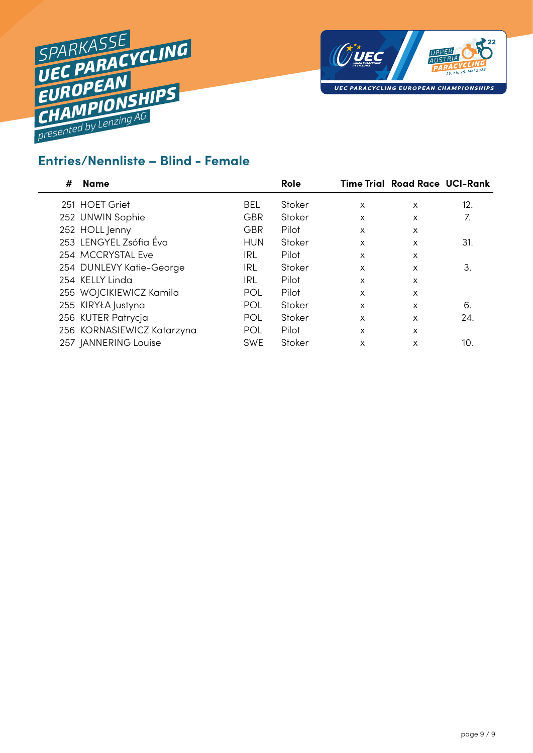SPARKASSE UEC PARACYCLING EUROPEAN CHAMPIONSHIPS presented by Lenzing AG

UEC PARACYCLING EUROPEAN CHAMPIONSHIPS

## Entries/Nennliste – Blind - Female

| # | Name | | Role | Time Trial | Road Race | UCI-Rank |
|---|---|---|---|---|---|---|
| 251 | HOET Griet | BEL | Stoker | x | x | 12. |
| 252 | UNWIN Sophie | GBR | Stoker | x | x | 7. |
| 252 | HOLL Jenny | GBR | Pilot | x | x | |
| 253 | LENGYEL Zsófia Éva | HUN | Stoker | x | x | 31. |
| 254 | MCCRYSTAL Eve | IRL | Pilot | x | x | |
| 254 | DUNLEVY Katie-George | IRL | Stoker | x | x | 3. |
| 254 | KELLY Linda | IRL | Pilot | x | x | |
| 255 | WOJCIKIEWICZ Kamila | POL | Pilot | x | x | |
| 255 | KIRYŁA Justyna | POL | Stoker | x | x | 6. |
| 256 | KUTER Patrycja | POL | Stoker | x | x | 24. |
| 256 | KORNASIEWICZ Katarzyna | POL | Pilot | x | x | |
| 257 | JANNERING Louise | SWE | Stoker | x | x | 10. |